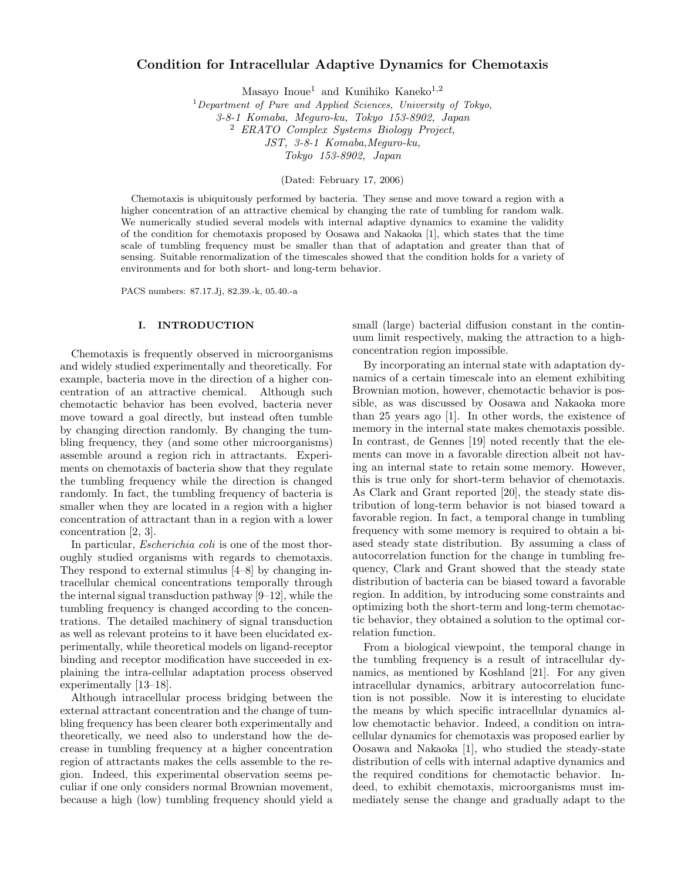# Condition for Intracellular Adaptive Dynamics for Chemotaxis

Masayo Inoue[1] and Kunihiko Kaneko[1,2]

[1] *Department of Pure and Applied Sciences, University of Tokyo, 3-8-1 Komaba, Meguro-ku, Tokyo 153-8902, Japan*
[2] *ERATO Complex Systems Biology Project, JST, 3-8-1 Komaba,Meguro-ku, Tokyo 153-8902, Japan*

(Dated: February 17, 2006)

Chemotaxis is ubiquitously performed by bacteria. They sense and move toward a region with a higher concentration of an attractive chemical by changing the rate of tumbling for random walk. We numerically studied several models with internal adaptive dynamics to examine the validity of the condition for chemotaxis proposed by Oosawa and Nakaoka [1], which states that the time scale of tumbling frequency must be smaller than that of adaptation and greater than that of sensing. Suitable renormalization of the timescales showed that the condition holds for a variety of environments and for both short- and long-term behavior.

PACS numbers: 87.17.Jj, 82.39.-k, 05.40.-a

## I. INTRODUCTION

Chemotaxis is frequently observed in microorganisms and widely studied experimentally and theoretically. For example, bacteria move in the direction of a higher concentration of an attractive chemical. Although such chemotactic behavior has been evolved, bacteria never move toward a goal directly, but instead often tumble by changing direction randomly. By changing the tumbling frequency, they (and some other microorganisms) assemble around a region rich in attractants. Experiments on chemotaxis of bacteria show that they regulate the tumbling frequency while the direction is changed randomly. In fact, the tumbling frequency of bacteria is smaller when they are located in a region with a higher concentration of attractant than in a region with a lower concentration [2, 3].

In particular, *Escherichia coli* is one of the most thoroughly studied organisms with regards to chemotaxis. They respond to external stimulus [4–8] by changing intracellular chemical concentrations temporally through the internal signal transduction pathway [9–12], while the tumbling frequency is changed according to the concentrations. The detailed machinery of signal transduction as well as relevant proteins to it have been elucidated experimentally, while theoretical models on ligand-receptor binding and receptor modification have succeeded in explaining the intra-cellular adaptation process observed experimentally [13–18].

Although intracellular process bridging between the external attractant concentration and the change of tumbling frequency has been clearer both experimentally and theoretically, we need also to understand how the decrease in tumbling frequency at a higher concentration region of attractants makes the cells assemble to the region. Indeed, this experimental observation seems peculiar if one only considers normal Brownian movement, because a high (low) tumbling frequency should yield a small (large) bacterial diffusion constant in the continuum limit respectively, making the attraction to a high-concentration region impossible.

By incorporating an internal state with adaptation dynamics of a certain timescale into an element exhibiting Brownian motion, however, chemotactic behavior is possible, as was discussed by Oosawa and Nakaoka more than 25 years ago [1]. In other words, the existence of memory in the internal state makes chemotaxis possible. In contrast, de Gennes [19] noted recently that the elements can move in a favorable direction albeit not having an internal state to retain some memory. However, this is true only for short-term behavior of chemotaxis. As Clark and Grant reported [20], the steady state distribution of long-term behavior is not biased toward a favorable region. In fact, a temporal change in tumbling frequency with some memory is required to obtain a biased steady state distribution. By assuming a class of autocorrelation function for the change in tumbling frequency, Clark and Grant showed that the steady state distribution of bacteria can be biased toward a favorable region. In addition, by introducing some constraints and optimizing both the short-term and long-term chemotactic behavior, they obtained a solution to the optimal correlation function.

From a biological viewpoint, the temporal change in the tumbling frequency is a result of intracellular dynamics, as mentioned by Koshland [21]. For any given intracellular dynamics, arbitrary autocorrelation function is not possible. Now it is interesting to elucidate the means by which specific intracellular dynamics allow chemotactic behavior. Indeed, a condition on intracellular dynamics for chemotaxis was proposed earlier by Oosawa and Nakaoka [1], who studied the steady-state distribution of cells with internal adaptive dynamics and the required conditions for chemotactic behavior. Indeed, to exhibit chemotaxis, microorganisms must immediately sense the change and gradually adapt to the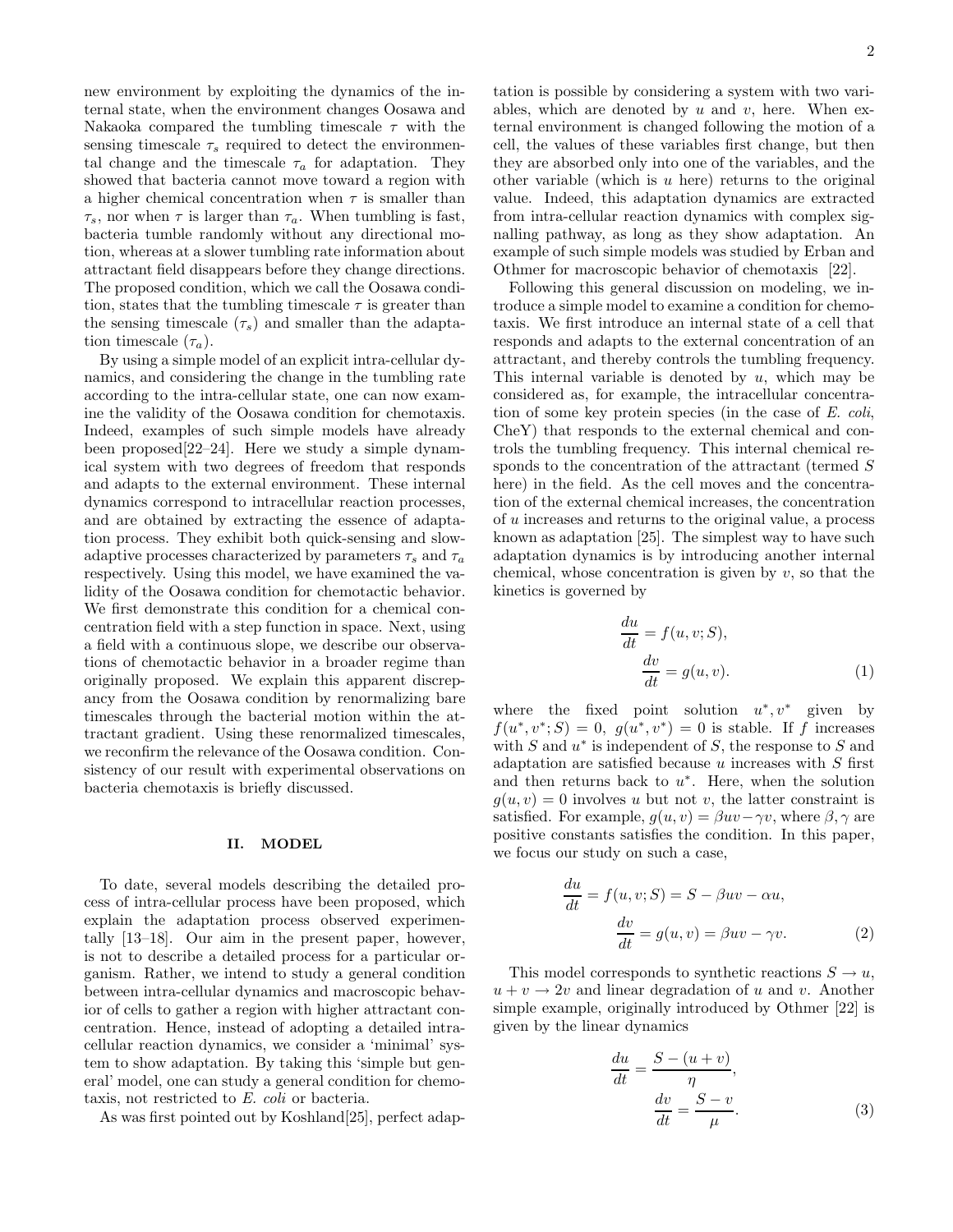new environment by exploiting the dynamics of the internal state, when the environment changes Oosawa and Nakaoka compared the tumbling timescale $\tau$ with the sensing timescale $\tau_s$ required to detect the environmental change and the timescale $\tau_a$ for adaptation. They showed that bacteria cannot move toward a region with a higher chemical concentration when $\tau$ is smaller than $\tau_s$, nor when $\tau$ is larger than $\tau_a$. When tumbling is fast, bacteria tumble randomly without any directional motion, whereas at a slower tumbling rate information about attractant field disappears before they change directions. The proposed condition, which we call the Oosawa condition, states that the tumbling timescale $\tau$ is greater than the sensing timescale ($\tau_s$) and smaller than the adaptation timescale ($\tau_a$).

By using a simple model of an explicit intra-cellular dynamics, and considering the change in the tumbling rate according to the intra-cellular state, one can now examine the validity of the Oosawa condition for chemotaxis. Indeed, examples of such simple models have already been proposed[22–24]. Here we study a simple dynamical system with two degrees of freedom that responds and adapts to the external environment. These internal dynamics correspond to intracellular reaction processes, and are obtained by extracting the essence of adaptation process. They exhibit both quick-sensing and slow-adaptive processes characterized by parameters $\tau_s$ and $\tau_a$ respectively. Using this model, we have examined the validity of the Oosawa condition for chemotactic behavior. We first demonstrate this condition for a chemical concentration field with a step function in space. Next, using a field with a continuous slope, we describe our observations of chemotactic behavior in a broader regime than originally proposed. We explain this apparent discrepancy from the Oosawa condition by renormalizing bare timescales through the bacterial motion within the attractant gradient. Using these renormalized timescales, we reconfirm the relevance of the Oosawa condition. Consistency of our result with experimental observations on bacteria chemotaxis is briefly discussed.

## II. MODEL

To date, several models describing the detailed process of intra-cellular process have been proposed, which explain the adaptation process observed experimentally [13–18]. Our aim in the present paper, however, is not to describe a detailed process for a particular organism. Rather, we intend to study a general condition between intra-cellular dynamics and macroscopic behavior of cells to gather a region with higher attractant concentration. Hence, instead of adopting a detailed intracellular reaction dynamics, we consider a 'minimal' system to show adaptation. By taking this 'simple but general' model, one can study a general condition for chemotaxis, not restricted to *E. coli* or bacteria.

As was first pointed out by Koshland[25], perfect adaptation is possible by considering a system with two variables, which are denoted by $u$ and $v$, here. When external environment is changed following the motion of a cell, the values of these variables first change, but then they are absorbed only into one of the variables, and the other variable (which is $u$ here) returns to the original value. Indeed, this adaptation dynamics are extracted from intra-cellular reaction dynamics with complex signalling pathway, as long as they show adaptation. An example of such simple models was studied by Erban and Othmer for macroscopic behavior of chemotaxis [22].

Following this general discussion on modeling, we introduce a simple model to examine a condition for chemotaxis. We first introduce an internal state of a cell that responds and adapts to the external concentration of an attractant, and thereby controls the tumbling frequency. This internal variable is denoted by $u$, which may be considered as, for example, the intracellular concentration of some key protein species (in the case of *E. coli*, CheY) that responds to the external chemical and controls the tumbling frequency. This internal chemical responds to the concentration of the attractant (termed $S$ here) in the field. As the cell moves and the concentration of the external chemical increases, the concentration of $u$ increases and returns to the original value, a process known as adaptation [25]. The simplest way to have such adaptation dynamics is by introducing another internal chemical, whose concentration is given by $v$, so that the kinetics is governed by

$$\frac{du}{dt} = f(u, v; S),$$
$$\frac{dv}{dt} = g(u, v). \tag{1}$$

where the fixed point solution $u^*, v^*$ given by $f(u^*, v^*; S) = 0,\ g(u^*, v^*) = 0$ is stable. If $f$ increases with $S$ and $u^*$ is independent of $S$, the response to $S$ and adaptation are satisfied because $u$ increases with $S$ first and then returns back to $u^*$. Here, when the solution $g(u, v) = 0$ involves $u$ but not $v$, the latter constraint is satisfied. For example, $g(u, v) = \beta uv - \gamma v$, where $\beta, \gamma$ are positive constants satisfies the condition. In this paper, we focus our study on such a case,

$$\frac{du}{dt} = f(u, v; S) = S - \beta uv - \alpha u,$$
$$\frac{dv}{dt} = g(u, v) = \beta uv - \gamma v. \tag{2}$$

This model corresponds to synthetic reactions $S \to u$, $u + v \to 2v$ and linear degradation of $u$ and $v$. Another simple example, originally introduced by Othmer [22] is given by the linear dynamics

$$\frac{du}{dt} = \frac{S - (u + v)}{\eta},$$
$$\frac{dv}{dt} = \frac{S - v}{\mu}. \tag{3}$$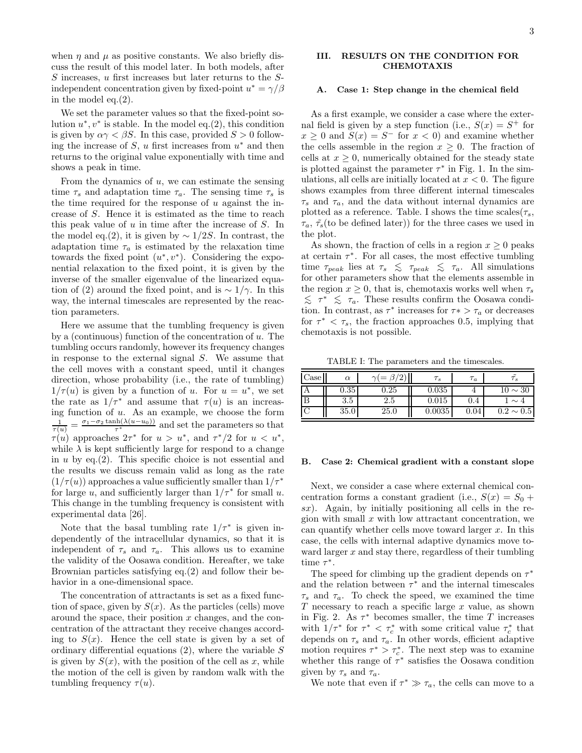when $\eta$ and $\mu$ as positive constants. We also briefly discuss the result of this model later. In both models, after $S$ increases, $u$ first increases but later returns to the $S$-independent concentration given by fixed-point $u^* = \gamma/\beta$ in the model eq.(2).

We set the parameter values so that the fixed-point solution $u^*, v^*$ is stable. In the model eq.(2), this condition is given by $\alpha\gamma < \beta S$. In this case, provided $S > 0$ following the increase of $S$, $u$ first increases from $u^*$ and then returns to the original value exponentially with time and shows a peak in time.

From the dynamics of $u$, we can estimate the sensing time $\tau_s$ and adaptation time $\tau_a$. The sensing time $\tau_s$ is the time required for the response of $u$ against the increase of $S$. Hence it is estimated as the time to reach this peak value of $u$ in time after the increase of $S$. In the model eq.(2), it is given by $\sim 1/2S$. In contrast, the adaptation time $\tau_a$ is estimated by the relaxation time towards the fixed point $(u^*, v^*)$. Considering the exponential relaxation to the fixed point, it is given by the inverse of the smaller eigenvalue of the linearized equation of (2) around the fixed point, and is $\sim 1/\gamma$. In this way, the internal timescales are represented by the reaction parameters.

Here we assume that the tumbling frequency is given by a (continuous) function of the concentration of $u$. The tumbling occurs randomly, however its frequency changes in response to the external signal $S$. We assume that the cell moves with a constant speed, until it changes direction, whose probability (i.e., the rate of tumbling) $1/\tau(u)$ is given by a function of $u$. For $u = u^*$, we set the rate as $1/\tau^*$ and assume that $\tau(u)$ is an increasing function of $u$. As an example, we choose the form $\frac{1}{\tau(u)} = \frac{\sigma_1 - \sigma_2 \tanh(\lambda(u-u_0))}{\tau^*}$ and set the parameters so that $\tau(u)$ approaches $2\tau^*$ for $u > u^*$, and $\tau^*/2$ for $u < u^*$, while $\lambda$ is kept sufficiently large for respond to a change in $u$ by eq.(2). This specific choice is not essential and the results we discuss remain valid as long as the rate $(1/\tau(u))$ approaches a value sufficiently smaller than $1/\tau^*$ for large $u$, and sufficiently larger than $1/\tau^*$ for small $u$. This change in the tumbling frequency is consistent with experimental data [26].

Note that the basal tumbling rate $1/\tau^*$ is given independently of the intracellular dynamics, so that it is independent of $\tau_s$ and $\tau_a$. This allows us to examine the validity of the Oosawa condition. Hereafter, we take Brownian particles satisfying eq.(2) and follow their behavior in a one-dimensional space.

The concentration of attractants is set as a fixed function of space, given by $S(x)$. As the particles (cells) move around the space, their position $x$ changes, and the concentration of the attractant they receive changes according to $S(x)$. Hence the cell state is given by a set of ordinary differential equations (2), where the variable $S$ is given by $S(x)$, with the position of the cell as $x$, while the motion of the cell is given by random walk with the tumbling frequency $\tau(u)$.

## III. RESULTS ON THE CONDITION FOR CHEMOTAXIS

### A. Case 1: Step change in the chemical field

As a first example, we consider a case where the external field is given by a step function (i.e., $S(x) = S^+$ for $x \geq 0$ and $S(x) = S^-$ for $x < 0$) and examine whether the cells assemble in the region $x \geq 0$. The fraction of cells at $x \geq 0$, numerically obtained for the steady state is plotted against the parameter $\tau^*$ in Fig. 1. In the simulations, all cells are initially located at $x < 0$. The figure shows examples from three different internal timescales $\tau_s$ and $\tau_a$, and the data without internal dynamics are plotted as a reference. Table. I shows the time scales($\tau_s$, $\tau_a$, $\tilde{\tau_s}$(to be defined later)) for the three cases we used in the plot.

As shown, the fraction of cells in a region $x \geq 0$ peaks at certain $\tau^*$. For all cases, the most effective tumbling time $\tau_{peak}$ lies at $\tau_s \lesssim \tau_{peak} \lesssim \tau_a$. All simulations for other parameters show that the elements assemble in the region $x \geq 0$, that is, chemotaxis works well when $\tau_s \lesssim \tau^* \lesssim \tau_a$. These results confirm the Oosawa condition. In contrast, as $\tau^*$ increases for $\tau* > \tau_a$ or decreases for $\tau^* < \tau_s$, the fraction approaches 0.5, implying that chemotaxis is not possible.

TABLE I: The parameters and the timescales.

| Case | $\alpha$ | $\gamma(=\beta/2)$ | $\tau_s$ | $\tau_a$ | $\tilde{\tau_s}$ |
|---|---|---|---|---|---|
| A | 0.35 | 0.25 | 0.035 | 4 | $10 \sim 30$ |
| B | 3.5 | 2.5 | 0.015 | 0.4 | $1 \sim 4$ |
| C | 35.0 | 25.0 | 0.0035 | 0.04 | $0.2 \sim 0.5$ |

### B. Case 2: Chemical gradient with a constant slope

Next, we consider a case where external chemical concentration forms a constant gradient (i.e., $S(x) = S_0 + sx$). Again, by initially positioning all cells in the region with small $x$ with low attractant concentration, we can quantify whether cells move toward larger $x$. In this case, the cells with internal adaptive dynamics move toward larger $x$ and stay there, regardless of their tumbling time $\tau^*$.

The speed for climbing up the gradient depends on $\tau^*$ and the relation between $\tau^*$ and the internal timescales $\tau_s$ and $\tau_a$. To check the speed, we examined the time $T$ necessary to reach a specific large $x$ value, as shown in Fig. 2. As $\tau^*$ becomes smaller, the time $T$ increases with $1/\tau^*$ for $\tau^* < \tau_c^*$ with some critical value $\tau_c^*$ that depends on $\tau_s$ and $\tau_a$. In other words, efficient adaptive motion requires $\tau^* > \tau_c^*$. The next step was to examine whether this range of $\tau^*$ satisfies the Oosawa condition given by $\tau_s$ and $\tau_a$.

We note that even if $\tau^* \gg \tau_a$, the cells can move to a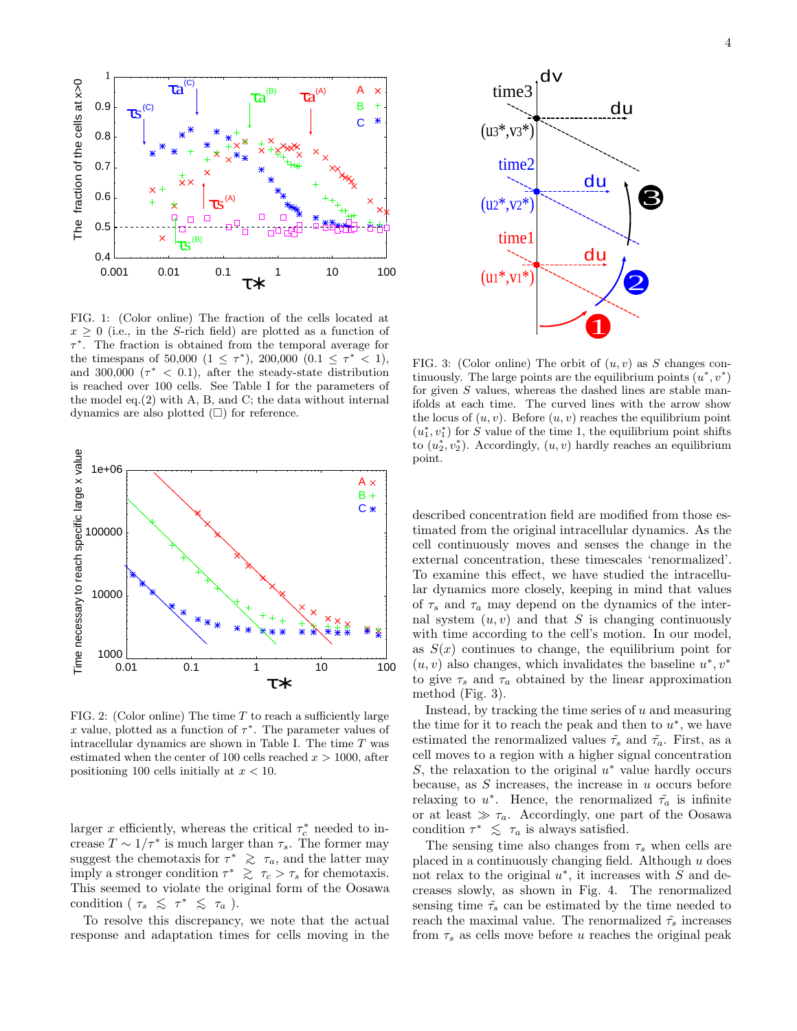FIG. 1: (Color online) The fraction of the cells located at $x \geq 0$ (i.e., in the $S$-rich field) are plotted as a function of $\tau^*$. The fraction is obtained from the temporal average for the timespans of 50,000 ($1 \leq \tau^*$), 200,000 ($0.1 \leq \tau^* < 1$), and 300,000 ($\tau^* < 0.1$), after the steady-state distribution is reached over 100 cells. See Table I for the parameters of the model eq.(2) with A, B, and C; the data without internal dynamics are also plotted (□) for reference.

FIG. 2: (Color online) The time $T$ to reach a sufficiently large $x$ value, plotted as a function of $\tau^*$. The parameter values of intracellular dynamics are shown in Table I. The time $T$ was estimated when the center of 100 cells reached $x > 1000$, after positioning 100 cells initially at $x < 10$.

larger $x$ efficiently, whereas the critical $\tau_c^*$ needed to increase $T \sim 1/\tau^*$ is much larger than $\tau_s$. The former may suggest the chemotaxis for $\tau^* \gtrsim \tau_a$, and the latter may imply a stronger condition $\tau^* \gtrsim \tau_c > \tau_s$ for chemotaxis. This seemed to violate the original form of the Oosawa condition ( $\tau_s \lesssim \tau^* \lesssim \tau_a$ ).

To resolve this discrepancy, we note that the actual response and adaptation times for cells moving in the described concentration field are modified from those estimated from the original intracellular dynamics. As the cell continuously moves and senses the change in the external concentration, these timescales 'renormalized'. To examine this effect, we have studied the intracellular dynamics more closely, keeping in mind that values of $\tau_s$ and $\tau_a$ may depend on the dynamics of the internal system $(u, v)$ and that $S$ is changing continuously with time according to the cell's motion. In our model, as $S(x)$ continues to change, the equilibrium point for $(u, v)$ also changes, which invalidates the baseline $u^*, v^*$ to give $\tau_s$ and $\tau_a$ obtained by the linear approximation method (Fig. 3).

FIG. 3: (Color online) The orbit of $(u, v)$ as $S$ changes continuously. The large points are the equilibrium points $(u^*, v^*)$ for given $S$ values, whereas the dashed lines are stable manifolds at each time. The curved lines with the arrow show the locus of $(u, v)$. Before $(u, v)$ reaches the equilibrium point $(u_1^*, v_1^*)$ for $S$ value of the time 1, the equilibrium point shifts to $(u_2^*, v_2^*)$. Accordingly, $(u, v)$ hardly reaches an equilibrium point.

Instead, by tracking the time series of $u$ and measuring the time for it to reach the peak and then to $u^*$, we have estimated the renormalized values $\tilde{\tau}_s$ and $\tilde{\tau}_a$. First, as a cell moves to a region with a higher signal concentration $S$, the relaxation to the original $u^*$ value hardly occurs because, as $S$ increases, the increase in $u$ occurs before relaxing to $u^*$. Hence, the renormalized $\tilde{\tau}_a$ is infinite or at least $\gg \tau_a$. Accordingly, one part of the Oosawa condition $\tau^* \lesssim \tau_a$ is always satisfied.

The sensing time also changes from $\tau_s$ when cells are placed in a continuously changing field. Although $u$ does not relax to the original $u^*$, it increases with $S$ and decreases slowly, as shown in Fig. 4. The renormalized sensing time $\tilde{\tau}_s$ can be estimated by the time needed to reach the maximal value. The renormalized $\tilde{\tau}_s$ increases from $\tau_s$ as cells move before $u$ reaches the original peak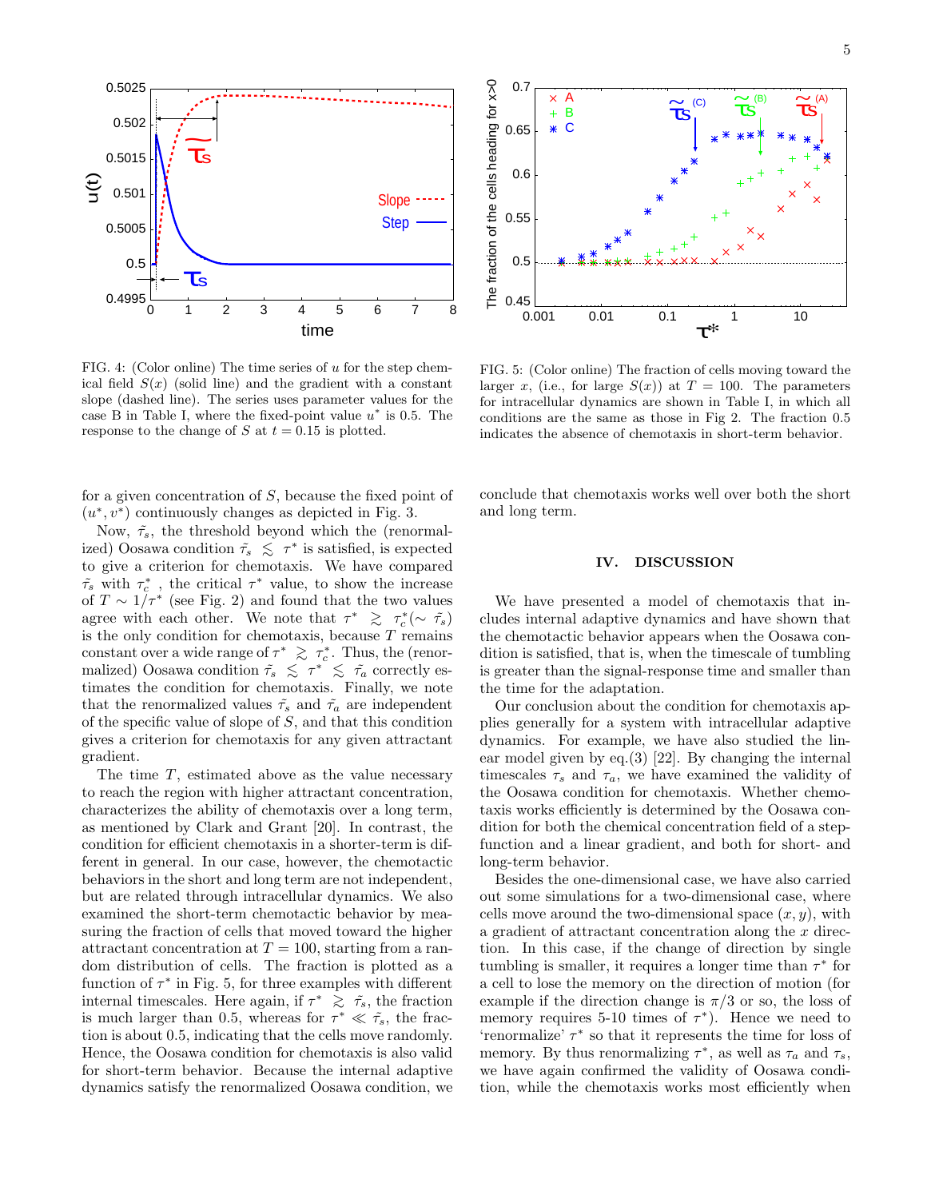FIG. 4: (Color online) The time series of $u$ for the step chemical field $S(x)$ (solid line) and the gradient with a constant slope (dashed line). The series uses parameter values for the case B in Table I, where the fixed-point value $u^*$ is 0.5. The response to the change of $S$ at $t = 0.15$ is plotted.

FIG. 5: (Color online) The fraction of cells moving toward the larger $x$, (i.e., for large $S(x)$) at $T = 100$. The parameters for intracellular dynamics are shown in Table I, in which all conditions are the same as those in Fig 2. The fraction 0.5 indicates the absence of chemotaxis in short-term behavior.

for a given concentration of $S$, because the fixed point of $(u^*, v^*)$ continuously changes as depicted in Fig. 3.

Now, $\tilde{\tau}_s$, the threshold beyond which the (renormalized) Oosawa condition $\tilde{\tau}_s \lesssim \tau^*$ is satisfied, is expected to give a criterion for chemotaxis. We have compared $\tilde{\tau}_s$ with $\tau^*_c$ , the critical $\tau^*$ value, to show the increase of $T \sim 1/\tau^*$ (see Fig. 2) and found that the two values agree with each other. We note that $\tau^* \gtrsim \tau^*_c(\sim \tilde{\tau}_s)$ is the only condition for chemotaxis, because $T$ remains constant over a wide range of $\tau^* \gtrsim \tau^*_c$. Thus, the (renormalized) Oosawa condition $\tilde{\tau}_s \lesssim \tau^* \lesssim \tilde{\tau}_a$ correctly estimates the condition for chemotaxis. Finally, we note that the renormalized values $\tilde{\tau}_s$ and $\tilde{\tau}_a$ are independent of the specific value of slope of $S$, and that this condition gives a criterion for chemotaxis for any given attractant gradient.

The time $T$, estimated above as the value necessary to reach the region with higher attractant concentration, characterizes the ability of chemotaxis over a long term, as mentioned by Clark and Grant [20]. In contrast, the condition for efficient chemotaxis in a shorter-term is different in general. In our case, however, the chemotactic behaviors in the short and long term are not independent, but are related through intracellular dynamics. We also examined the short-term chemotactic behavior by measuring the fraction of cells that moved toward the higher attractant concentration at $T = 100$, starting from a random distribution of cells. The fraction is plotted as a function of $\tau^*$ in Fig. 5, for three examples with different internal timescales. Here again, if $\tau^* \gtrsim \tilde{\tau}_s$, the fraction is much larger than 0.5, whereas for $\tau^* \ll \tilde{\tau}_s$, the fraction is about 0.5, indicating that the cells move randomly. Hence, the Oosawa condition for chemotaxis is also valid for short-term behavior. Because the internal adaptive dynamics satisfy the renormalized Oosawa condition, we conclude that chemotaxis works well over both the short and long term.

## IV. DISCUSSION

We have presented a model of chemotaxis that includes internal adaptive dynamics and have shown that the chemotactic behavior appears when the Oosawa condition is satisfied, that is, when the timescale of tumbling is greater than the signal-response time and smaller than the time for the adaptation.

Our conclusion about the condition for chemotaxis applies generally for a system with intracellular adaptive dynamics. For example, we have also studied the linear model given by eq.(3) [22]. By changing the internal timescales $\tau_s$ and $\tau_a$, we have examined the validity of the Oosawa condition for chemotaxis. Whether chemotaxis works efficiently is determined by the Oosawa condition for both the chemical concentration field of a step-function and a linear gradient, and both for short- and long-term behavior.

Besides the one-dimensional case, we have also carried out some simulations for a two-dimensional case, where cells move around the two-dimensional space $(x, y)$, with a gradient of attractant concentration along the $x$ direction. In this case, if the change of direction by single tumbling is smaller, it requires a longer time than $\tau^*$ for a cell to lose the memory on the direction of motion (for example if the direction change is $\pi/3$ or so, the loss of memory requires 5-10 times of $\tau^*$). Hence we need to 'renormalize' $\tau^*$ so that it represents the time for loss of memory. By thus renormalizing $\tau^*$, as well as $\tau_a$ and $\tau_s$, we have again confirmed the validity of Oosawa condition, while the chemotaxis works most efficiently when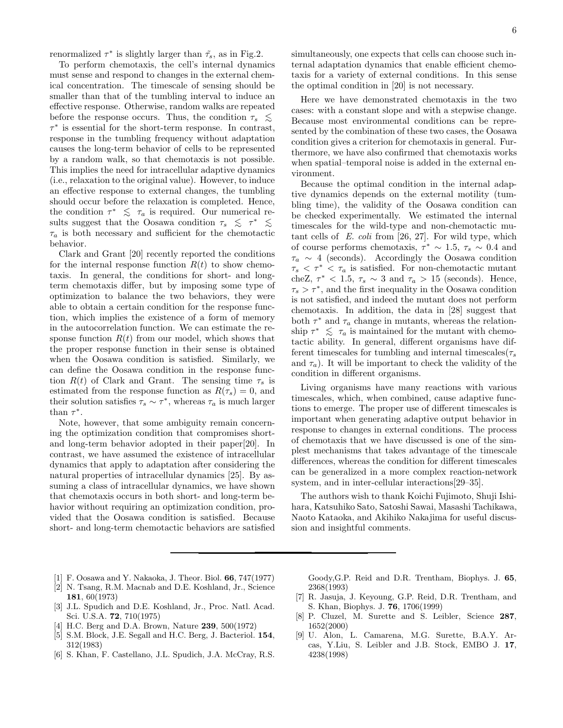renormalized $\tau^*$ is slightly larger than $\tilde{\tau_s}$, as in Fig.2.

To perform chemotaxis, the cell's internal dynamics must sense and respond to changes in the external chemical concentration. The timescale of sensing should be smaller than that of the tumbling interval to induce an effective response. Otherwise, random walks are repeated before the response occurs. Thus, the condition $\tau_s \lesssim \tau^*$ is essential for the short-term response. In contrast, response in the tumbling frequency without adaptation causes the long-term behavior of cells to be represented by a random walk, so that chemotaxis is not possible. This implies the need for intracellular adaptive dynamics (i.e., relaxation to the original value). However, to induce an effective response to external changes, the tumbling should occur before the relaxation is completed. Hence, the condition $\tau^* \lesssim \tau_a$ is required. Our numerical results suggest that the Oosawa condition $\tau_s \lesssim \tau^* \lesssim \tau_a$ is both necessary and sufficient for the chemotactic behavior.

Clark and Grant [20] recently reported the conditions for the internal response function $R(t)$ to show chemotaxis. In general, the conditions for short- and long-term chemotaxis differ, but by imposing some type of optimization to balance the two behaviors, they were able to obtain a certain condition for the response function, which implies the existence of a form of memory in the autocorrelation function. We can estimate the response function $R(t)$ from our model, which shows that the proper response function in their sense is obtained when the Oosawa condition is satisfied. Similarly, we can define the Oosawa condition in the response function $R(t)$ of Clark and Grant. The sensing time $\tau_s$ is estimated from the response function as $R(\tau_s) = 0$, and their solution satisfies $\tau_s \sim \tau^*$, whereas $\tau_a$ is much larger than $\tau^*$.

Note, however, that some ambiguity remain concerning the optimization condition that compromises short- and long-term behavior adopted in their paper[20]. In contrast, we have assumed the existence of intracellular dynamics that apply to adaptation after considering the natural properties of intracellular dynamics [25]. By assuming a class of intracellular dynamics, we have shown that chemotaxis occurs in both short- and long-term behavior without requiring an optimization condition, provided that the Oosawa condition is satisfied. Because short- and long-term chemotactic behaviors are satisfied simultaneously, one expects that cells can choose such internal adaptation dynamics that enable efficient chemotaxis for a variety of external conditions. In this sense the optimal condition in [20] is not necessary.

Here we have demonstrated chemotaxis in the two cases: with a constant slope and with a stepwise change. Because most environmental conditions can be represented by the combination of these two cases, the Oosawa condition gives a criterion for chemotaxis in general. Furthermore, we have also confirmed that chemotaxis works when spatial–temporal noise is added in the external environment.

Because the optimal condition in the internal adaptive dynamics depends on the external motility (tumbling time), the validity of the Oosawa condition can be checked experimentally. We estimated the internal timescales for the wild-type and non-chemotactic mutant cells of *E. coli* from [26, 27]. For wild type, which of course performs chemotaxis, $\tau^* \sim 1.5$, $\tau_s \sim 0.4$ and $\tau_a \sim 4$ (seconds). Accordingly the Oosawa condition $\tau_s < \tau^* < \tau_a$ is satisfied. For non-chemotactic mutant cheZ, $\tau^* < 1.5$, $\tau_s \sim 3$ and $\tau_a > 15$ (seconds). Hence, $\tau_s > \tau^*$, and the first inequality in the Oosawa condition is not satisfied, and indeed the mutant does not perform chemotaxis. In addition, the data in [28] suggest that both $\tau^*$ and $\tau_a$ change in mutants, whereas the relationship $\tau^* \lesssim \tau_a$ is maintained for the mutant with chemotactic ability. In general, different organisms have different timescales for tumbling and internal timescales($\tau_s$ and $\tau_a$). It will be important to check the validity of the condition in different organisms.

Living organisms have many reactions with various timescales, which, when combined, cause adaptive functions to emerge. The proper use of different timescales is important when generating adaptive output behavior in response to changes in external conditions. The process of chemotaxis that we have discussed is one of the simplest mechanisms that takes advantage of the timescale differences, whereas the condition for different timescales can be generalized in a more complex reaction-network system, and in inter-cellular interactions[29–35].

The authors wish to thank Koichi Fujimoto, Shuji Ishihara, Katsuhiko Sato, Satoshi Sawai, Masashi Tachikawa, Naoto Kataoka, and Akihiko Nakajima for useful discussion and insightful comments.

---

[1] F. Oosawa and Y. Nakaoka, J. Theor. Biol. **66**, 747(1977)

[2] N. Tsang, R.M. Macnab and D.E. Koshland, Jr., Science **181**, 60(1973)

[3] J.L. Spudich and D.E. Koshland, Jr., Proc. Natl. Acad. Sci. U.S.A. **72**, 710(1975)

[4] H.C. Berg and D.A. Brown, Nature **239**, 500(1972)

[5] S.M. Block, J.E. Segall and H.C. Berg, J. Bacteriol. **154**, 312(1983)

[6] S. Khan, F. Castellano, J.L. Spudich, J.A. McCray, R.S. Goody,G.P. Reid and D.R. Trentham, Biophys. J. **65**, 2368(1993)

[7] R. Jasuja, J. Keyoung, G.P. Reid, D.R. Trentham, and S. Khan, Biophys. J. **76**, 1706(1999)

[8] P. Cluzel, M. Surette and S. Leibler, Science **287**, 1652(2000)

[9] U. Alon, L. Camarena, M.G. Surette, B.A.Y. Arcas, Y.Liu, S. Leibler and J.B. Stock, EMBO J. **17**, 4238(1998)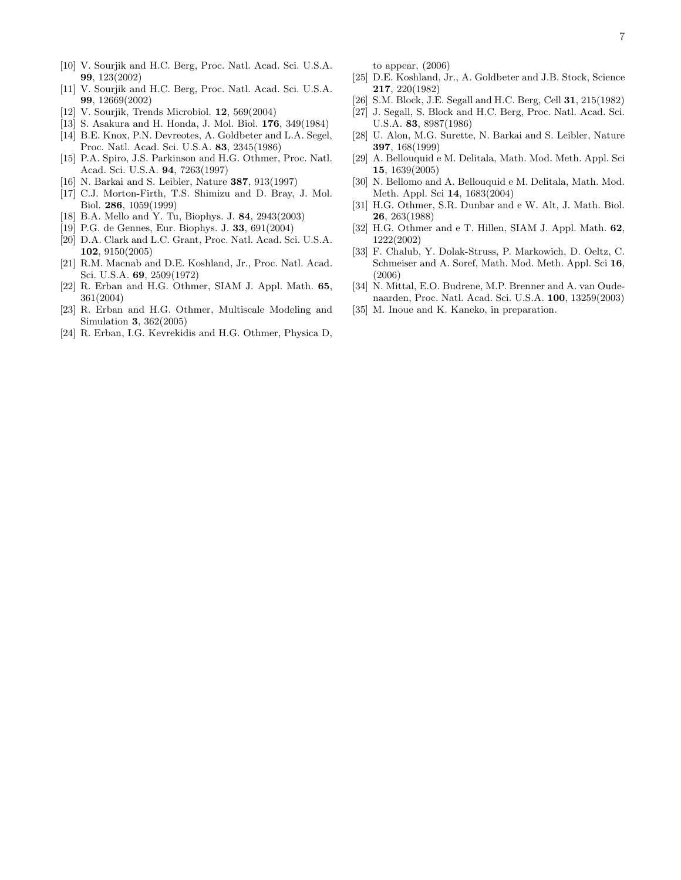[10] V. Sourjik and H.C. Berg, Proc. Natl. Acad. Sci. U.S.A. **99**, 123(2002)

[11] V. Sourjik and H.C. Berg, Proc. Natl. Acad. Sci. U.S.A. **99**, 12669(2002)

[12] V. Sourjik, Trends Microbiol. **12**, 569(2004)

[13] S. Asakura and H. Honda, J. Mol. Biol. **176**, 349(1984)

[14] B.E. Knox, P.N. Devreotes, A. Goldbeter and L.A. Segel, Proc. Natl. Acad. Sci. U.S.A. **83**, 2345(1986)

[15] P.A. Spiro, J.S. Parkinson and H.G. Othmer, Proc. Natl. Acad. Sci. U.S.A. **94**, 7263(1997)

[16] N. Barkai and S. Leibler, Nature **387**, 913(1997)

[17] C.J. Morton-Firth, T.S. Shimizu and D. Bray, J. Mol. Biol. **286**, 1059(1999)

[18] B.A. Mello and Y. Tu, Biophys. J. **84**, 2943(2003)

[19] P.G. de Gennes, Eur. Biophys. J. **33**, 691(2004)

[20] D.A. Clark and L.C. Grant, Proc. Natl. Acad. Sci. U.S.A. **102**, 9150(2005)

[21] R.M. Macnab and D.E. Koshland, Jr., Proc. Natl. Acad. Sci. U.S.A. **69**, 2509(1972)

[22] R. Erban and H.G. Othmer, SIAM J. Appl. Math. **65**, 361(2004)

[23] R. Erban and H.G. Othmer, Multiscale Modeling and Simulation **3**, 362(2005)

[24] R. Erban, I.G. Kevrekidis and H.G. Othmer, Physica D, to appear, (2006)

[25] D.E. Koshland, Jr., A. Goldbeter and J.B. Stock, Science **217**, 220(1982)

[26] S.M. Block, J.E. Segall and H.C. Berg, Cell **31**, 215(1982)

[27] J. Segall, S. Block and H.C. Berg, Proc. Natl. Acad. Sci. U.S.A. **83**, 8987(1986)

[28] U. Alon, M.G. Surette, N. Barkai and S. Leibler, Nature **397**, 168(1999)

[29] A. Bellouquid e M. Delitala, Math. Mod. Meth. Appl. Sci **15**, 1639(2005)

[30] N. Bellomo and A. Bellouquid e M. Delitala, Math. Mod. Meth. Appl. Sci **14**, 1683(2004)

[31] H.G. Othmer, S.R. Dunbar and e W. Alt, J. Math. Biol. **26**, 263(1988)

[32] H.G. Othmer and e T. Hillen, SIAM J. Appl. Math. **62**, 1222(2002)

[33] F. Chalub, Y. Dolak-Struss, P. Markowich, D. Oeltz, C. Schmeiser and A. Soref, Math. Mod. Meth. Appl. Sci **16**, (2006)

[34] N. Mittal, E.O. Budrene, M.P. Brenner and A. van Oudenaarden, Proc. Natl. Acad. Sci. U.S.A. **100**, 13259(2003)

[35] M. Inoue and K. Kaneko, in preparation.